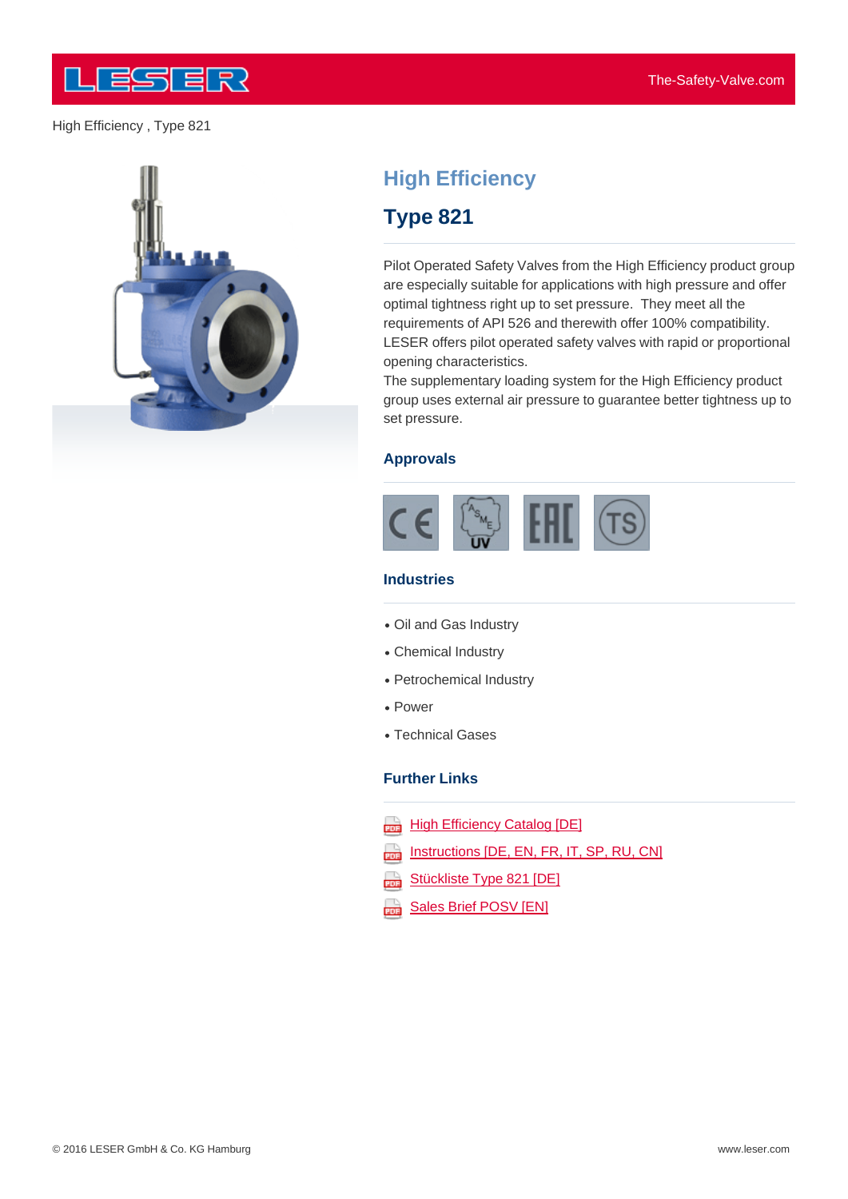High Efficiency , Type 821

# High Efficiency

## Type 821

Pilot Operated Safety Valves from the High Efficiency product group are especially suitable for applications with high pressure and offer optimal tightness right up to set pressure. They meet all the requirements of API 526 and therewith offer 100% compatibility. LESER offers pilot operated safety valves with rapid or proportional opening characteristics.
The supplementary loading system for the High Efficiency product group uses external air pressure to guarantee better tightness up to set pressure.

### Approvals

### Industries

- Oil and Gas Industry
- Chemical Industry
- Petrochemical Industry
- Power
- Technical Gases

### Further Links

- High Efficiency Catalog [DE]
- Instructions [DE, EN, FR, IT, SP, RU, CN]
- Stückliste Type 821 [DE]
- Sales Brief POSV [EN]

© 2016 LESER GmbH & Co. KG Hamburg

www.leser.com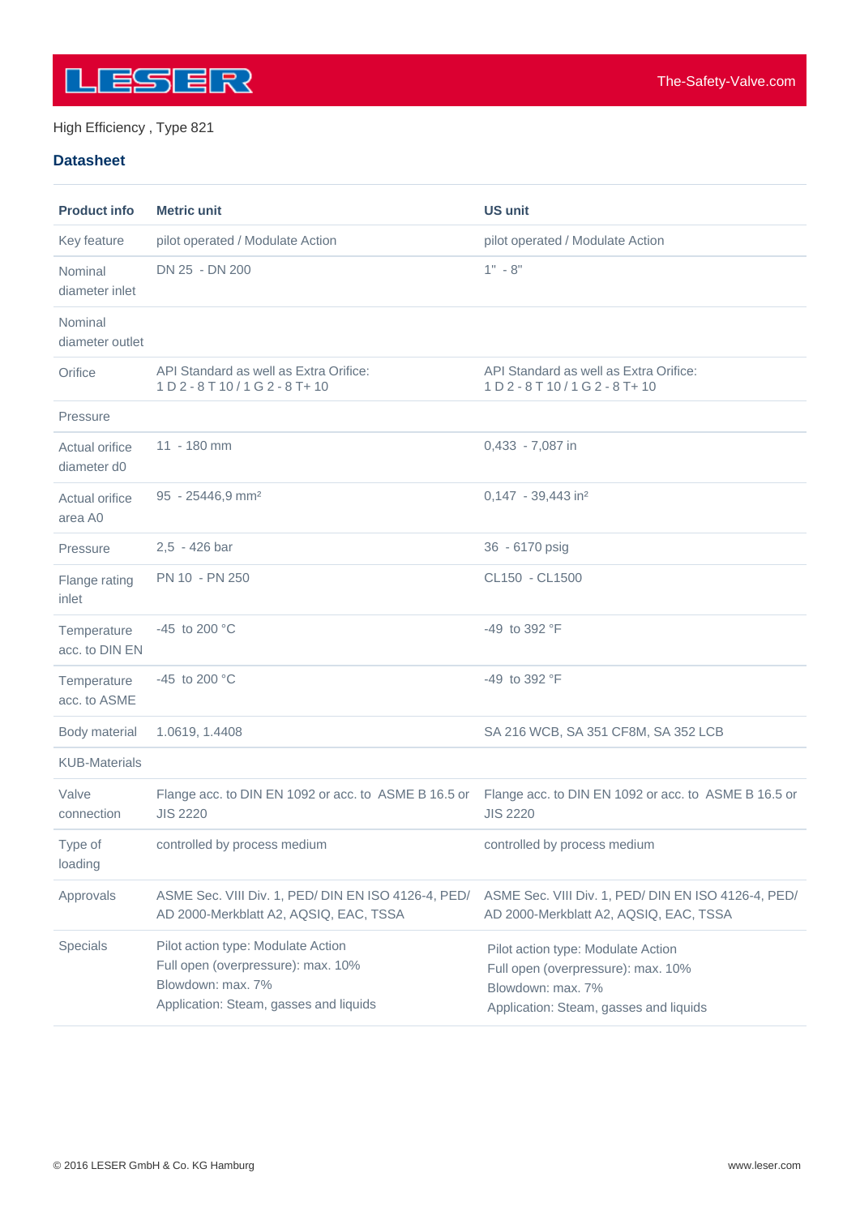High Efficiency , Type 821

## Datasheet

| Product info | Metric unit | US unit |
|---|---|---|
| Key feature | pilot operated / Modulate Action | pilot operated / Modulate Action |
| Nominal diameter inlet | DN 25 - DN 200 | 1" - 8" |
| Nominal diameter outlet | | |
| Orifice | API Standard as well as Extra Orifice: 1 D 2 - 8 T 10 / 1 G 2 - 8 T+ 10 | API Standard as well as Extra Orifice: 1 D 2 - 8 T 10 / 1 G 2 - 8 T+ 10 |
| Pressure | | |
| Actual orifice diameter d0 | 11 - 180 mm | 0,433 - 7,087 in |
| Actual orifice area A0 | 95 - 25446,9 mm² | 0,147 - 39,443 in² |
| Pressure | 2,5 - 426 bar | 36 - 6170 psig |
| Flange rating inlet | PN 10 - PN 250 | CL150 - CL1500 |
| Temperature acc. to DIN EN | -45 to 200 °C | -49 to 392 °F |
| Temperature acc. to ASME | -45 to 200 °C | -49 to 392 °F |
| Body material | 1.0619, 1.4408 | SA 216 WCB, SA 351 CF8M, SA 352 LCB |
| KUB-Materials | | |
| Valve connection | Flange acc. to DIN EN 1092 or acc. to ASME B 16.5 or JIS 2220 | Flange acc. to DIN EN 1092 or acc. to ASME B 16.5 or JIS 2220 |
| Type of loading | controlled by process medium | controlled by process medium |
| Approvals | ASME Sec. VIII Div. 1, PED/ DIN EN ISO 4126-4, PED/ AD 2000-Merkblatt A2, AQSIQ, EAC, TSSA | ASME Sec. VIII Div. 1, PED/ DIN EN ISO 4126-4, PED/ AD 2000-Merkblatt A2, AQSIQ, EAC, TSSA |
| Specials | Pilot action type: Modulate Action<br>Full open (overpressure): max. 10%<br>Blowdown: max. 7%<br>Application: Steam, gasses and liquids | Pilot action type: Modulate Action<br>Full open (overpressure): max. 10%<br>Blowdown: max. 7%<br>Application: Steam, gasses and liquids |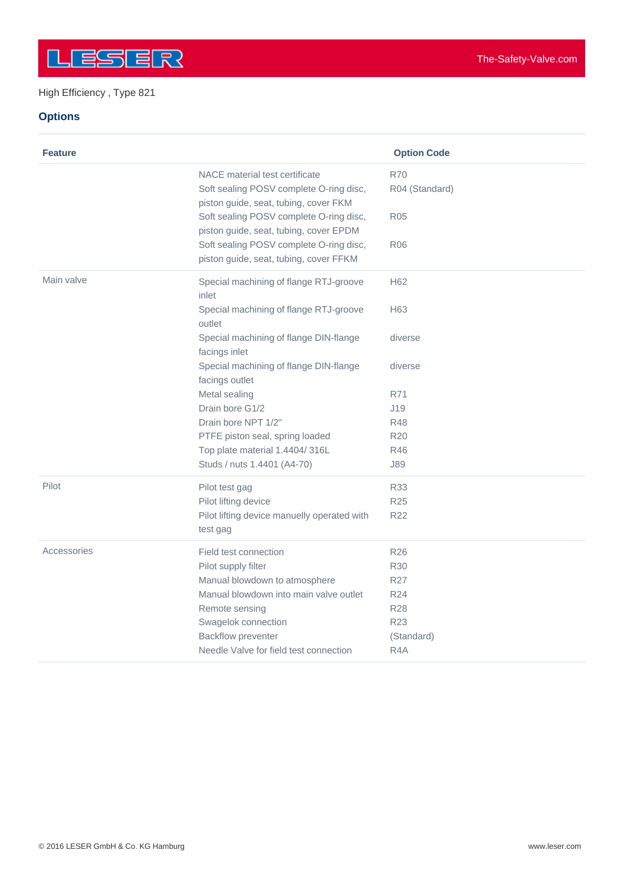High Efficiency , Type 821

## Options

| Feature | | Option Code |
|---|---|---|
| | NACE material test certificate | R70 |
| | Soft sealing POSV complete O-ring disc, piston guide, seat, tubing, cover FKM | R04 (Standard) |
| | Soft sealing POSV complete O-ring disc, piston guide, seat, tubing, cover EPDM | R05 |
| | Soft sealing POSV complete O-ring disc, piston guide, seat, tubing, cover FFKM | R06 |
| Main valve | Special machining of flange RTJ-groove inlet | H62 |
| | Special machining of flange RTJ-groove outlet | H63 |
| | Special machining of flange DIN-flange facings inlet | diverse |
| | Special machining of flange DIN-flange facings outlet | diverse |
| | Metal sealing | R71 |
| | Drain bore G1/2 | J19 |
| | Drain bore NPT 1/2" | R48 |
| | PTFE piston seal, spring loaded | R20 |
| | Top plate material 1.4404/ 316L | R46 |
| | Studs / nuts 1.4401 (A4-70) | J89 |
| Pilot | Pilot test gag | R33 |
| | Pilot lifting device | R25 |
| | Pilot lifting device manuelly operated with test gag | R22 |
| Accessories | Field test connection | R26 |
| | Pilot supply filter | R30 |
| | Manual blowdown to atmosphere | R27 |
| | Manual blowdown into main valve outlet | R24 |
| | Remote sensing | R28 |
| | Swagelok connection | R23 |
| | Backflow preventer | (Standard) |
| | Needle Valve for field test connection | R4A |